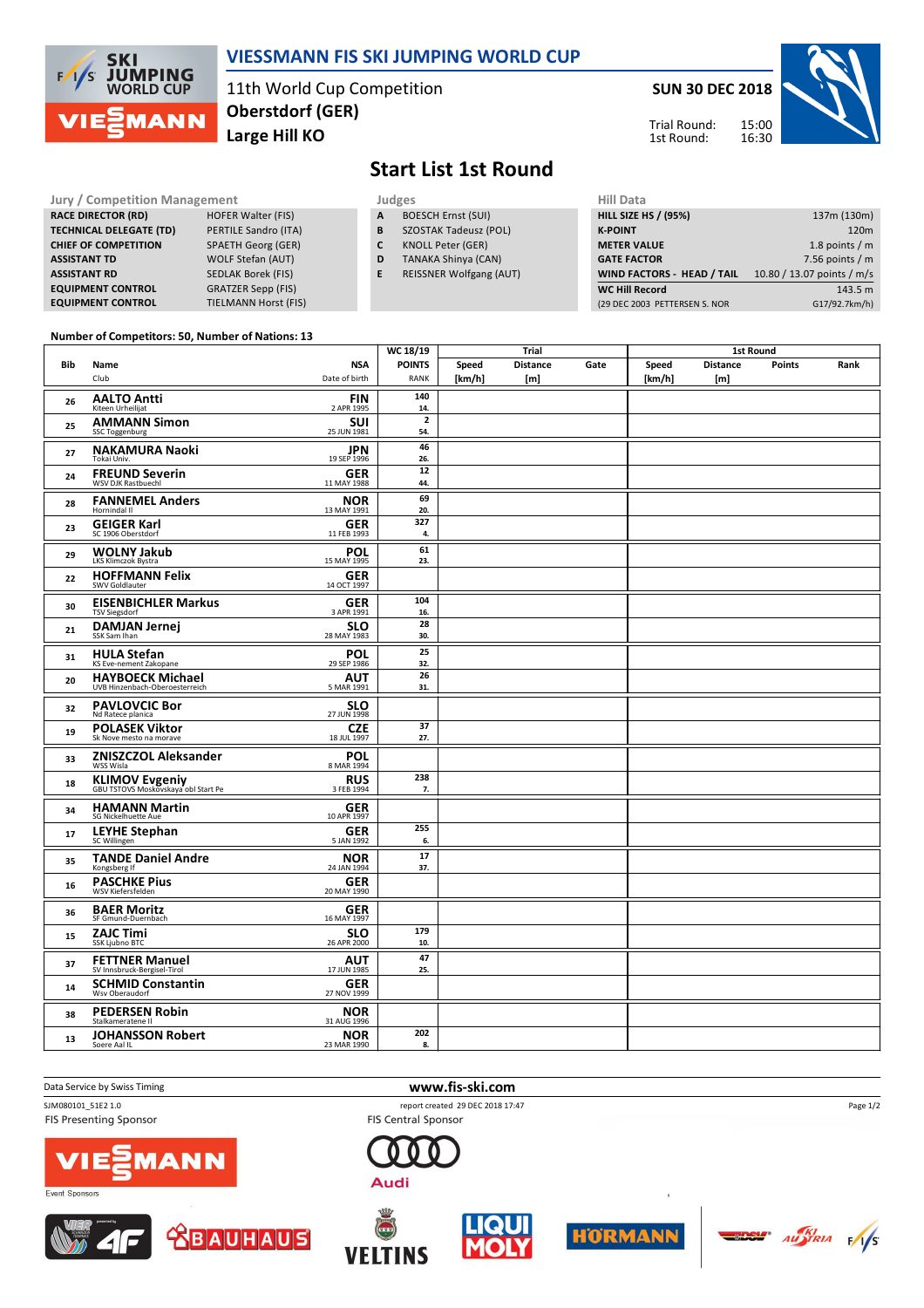# VIESSMANN FIS SKI JUMPING WORLD CUP

11th World Cup Competition
**Oberstdorf (GER)**
**Large Hill KO**

**SUN 30 DEC 2018**

Trial Round: 15:00
1st Round: 16:30

## Start List 1st Round

| Jury / Competition Management | |
|---|---|
| RACE DIRECTOR (RD) | HOFER Walter (FIS) |
| TECHNICAL DELEGATE (TD) | PERTILE Sandro (ITA) |
| CHIEF OF COMPETITION | SPAETH Georg (GER) |
| ASSISTANT TD | WOLF Stefan (AUT) |
| ASSISTANT RD | SEDLAK Borek (FIS) |
| EQUIPMENT CONTROL | GRATZER Sepp (FIS) |
| EQUIPMENT CONTROL | TIELMANN Horst (FIS) |

| Judges | |
|---|---|
| A | BOESCH Ernst (SUI) |
| B | SZOSTAK Tadeusz (POL) |
| C | KNOLL Peter (GER) |
| D | TANAKA Shinya (CAN) |
| E | REISSNER Wolfgang (AUT) |

| Hill Data | |
|---|---|
| HILL SIZE HS / (95%) | 137m (130m) |
| K-POINT | 120m |
| METER VALUE | 1.8 points / m |
| GATE FACTOR | 7.56 points / m |
| WIND FACTORS - HEAD / TAIL | 10.80 / 13.07 points / m/s |
| WC Hill Record | 143.5 m |
| (29 DEC 2003 PETTERSEN S. NOR | G17/92.7km/h) |

Number of Competitors: 50, Number of Nations: 13

| Bib | Name / Club | NSA / Date of birth | WC 18/19 POINTS / RANK | Trial Speed [km/h] | Trial Distance [m] | Trial Gate | 1st Round Speed [km/h] | 1st Round Distance [m] | 1st Round Points | 1st Round Rank |
|---|---|---|---|---|---|---|---|---|---|---|
| 26 | **AALTO Antti** Kiteen Urheilijat | FIN 2 APR 1995 | 140 14. | | | | | | | |
| 25 | **AMMANN Simon** SSC Toggenburg | SUI 25 JUN 1981 | 2 54. | | | | | | | |
| 27 | **NAKAMURA Naoki** Tokai Univ. | JPN 19 SEP 1996 | 46 26. | | | | | | | |
| 24 | **FREUND Severin** WSV DJK Rastbuechl | GER 11 MAY 1988 | 12 44. | | | | | | | |
| 28 | **FANNEMEL Anders** Hornindal Il | NOR 13 MAY 1991 | 69 20. | | | | | | | |
| 23 | **GEIGER Karl** SC 1906 Oberstdorf | GER 11 FEB 1993 | 327 4. | | | | | | | |
| 29 | **WOLNY Jakub** LKS Klimczok Bystra | POL 15 MAY 1995 | 61 23. | | | | | | | |
| 22 | **HOFFMANN Felix** SWV Goldlauter | GER 14 OCT 1997 | | | | | | | | |
| 30 | **EISENBICHLER Markus** TSV Siegsdorf | GER 3 APR 1991 | 104 16. | | | | | | | |
| 21 | **DAMJAN Jernej** SSK Sam Ihan | SLO 28 MAY 1983 | 28 30. | | | | | | | |
| 31 | **HULA Stefan** KS Eve-nement Zakopane | POL 29 SEP 1986 | 25 32. | | | | | | | |
| 20 | **HAYBOECK Michael** UVB Hinzenbach-Oberoesterreich | AUT 5 MAR 1991 | 26 31. | | | | | | | |
| 32 | **PAVLOVCIC Bor** Nd Ratece planica | SLO 27 JUN 1998 | | | | | | | | |
| 19 | **POLASEK Viktor** Sk Nove mesto na morave | CZE 18 JUL 1997 | 37 27. | | | | | | | |
| 33 | **ZNISZCZOL Aleksander** WSS Wisla | POL 8 MAR 1994 | | | | | | | | |
| 18 | **KLIMOV Evgeniy** GBU TSTOVS Moskovskaya obl Start Pe | RUS 3 FEB 1994 | 238 7. | | | | | | | |
| 34 | **HAMANN Martin** SG Nickelhuette Aue | GER 10 APR 1997 | | | | | | | | |
| 17 | **LEYHE Stephan** SC Willingen | GER 5 JAN 1992 | 255 6. | | | | | | | |
| 35 | **TANDE Daniel Andre** Kongsberg If | NOR 24 JAN 1994 | 17 37. | | | | | | | |
| 16 | **PASCHKE Pius** WSV Kiefersfelden | GER 20 MAY 1990 | | | | | | | | |
| 36 | **BAER Moritz** SF Gmund-Duernbach | GER 16 MAY 1997 | | | | | | | | |
| 15 | **ZAJC Timi** SSK Ljubno BTC | SLO 26 APR 2000 | 179 10. | | | | | | | |
| 37 | **FETTNER Manuel** SV Innsbruck-Bergisel-Tirol | AUT 17 JUN 1985 | 47 25. | | | | | | | |
| 14 | **SCHMID Constantin** Wsv Oberaudorf | GER 27 NOV 1999 | | | | | | | | |
| 38 | **PEDERSEN Robin** Stalkameratene Il | NOR 31 AUG 1996 | | | | | | | | |
| 13 | **JOHANSSON Robert** Soere Aal IL | NOR 23 MAR 1990 | 202 8. | | | | | | | |

Data Service by Swiss Timing
www.fis-ski.com
SJM080101_51E2 1.0
report created 29 DEC 2018 17:47

FIS Presenting Sponsor
FIS Central Sponsor
Event Sponsors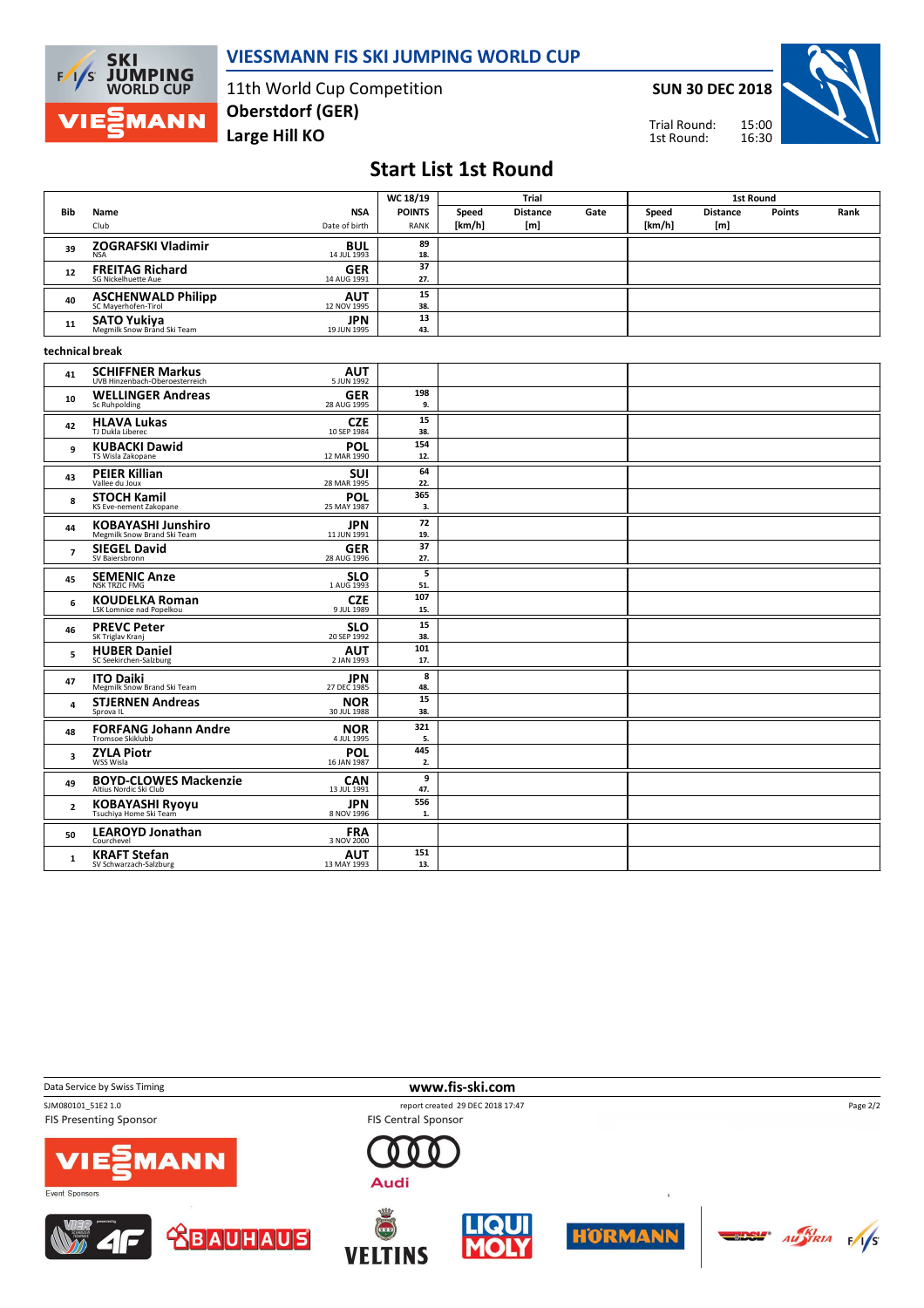# VIESSMANN FIS SKI JUMPING WORLD CUP

11th World Cup Competition
**Oberstdorf (GER)**
**Large Hill KO**

**SUN 30 DEC 2018**

Trial Round: 15:00
1st Round: 16:30

## Start List 1st Round

| Bib | Name / Club | NSA / Date of birth | WC 18/19 POINTS / RANK | Trial Speed [km/h] | Trial Distance [m] | Trial Gate | 1st Round Speed [km/h] | 1st Round Distance [m] | 1st Round Points | 1st Round Rank |
|---|---|---|---|---|---|---|---|---|---|---|
| 39 | **ZOGRAFSKI Vladimir** NSA | **BUL** 14 JUL 1993 | 89 18. | | | | | | | |
| 12 | **FREITAG Richard** SG Nickelhuette Aue | **GER** 14 AUG 1991 | 37 27. | | | | | | | |
| 40 | **ASCHENWALD Philipp** SC Mayerhofen-Tirol | **AUT** 12 NOV 1995 | 15 38. | | | | | | | |
| 11 | **SATO Yukiya** Megmilk Snow Brand Ski Team | **JPN** 19 JUN 1995 | 13 43. | | | | | | | |

technical break

| Bib | Name / Club | NSA / Date of birth | WC 18/19 POINTS / RANK | Trial Speed [km/h] | Trial Distance [m] | Trial Gate | 1st Round Speed [km/h] | 1st Round Distance [m] | 1st Round Points | 1st Round Rank |
|---|---|---|---|---|---|---|---|---|---|---|
| 41 | **SCHIFFNER Markus** UVB Hinzenbach-Oberoesterreich | **AUT** 5 JUN 1992 | | | | | | | | |
| 10 | **WELLINGER Andreas** Sc Ruhpolding | **GER** 28 AUG 1995 | 198 9. | | | | | | | |
| 42 | **HLAVA Lukas** TJ Dukla Liberec | **CZE** 10 SEP 1984 | 15 38. | | | | | | | |
| 9 | **KUBACKI Dawid** TS Wisla Zakopane | **POL** 12 MAR 1990 | 154 12. | | | | | | | |
| 43 | **PEIER Killian** Vallee du Joux | **SUI** 28 MAR 1995 | 64 22. | | | | | | | |
| 8 | **STOCH Kamil** KS Eve-nement Zakopane | **POL** 25 MAY 1987 | 365 3. | | | | | | | |
| 44 | **KOBAYASHI Junshiro** Megmilk Snow Brand Ski Team | **JPN** 11 JUN 1991 | 72 19. | | | | | | | |
| 7 | **SIEGEL David** SV Baiersbronn | **GER** 28 AUG 1996 | 37 27. | | | | | | | |
| 45 | **SEMENIC Anze** NSK TRZIC FMG | **SLO** 1 AUG 1993 | 5 51. | | | | | | | |
| 6 | **KOUDELKA Roman** LSK Lomnice nad Popelkou | **CZE** 9 JUL 1989 | 107 15. | | | | | | | |
| 46 | **PREVC Peter** SK Triglav Kranj | **SLO** 20 SEP 1992 | 15 38. | | | | | | | |
| 5 | **HUBER Daniel** SC Seekirchen-Salzburg | **AUT** 2 JAN 1993 | 101 17. | | | | | | | |
| 47 | **ITO Daiki** Megmilk Snow Brand Ski Team | **JPN** 27 DEC 1985 | 8 48. | | | | | | | |
| 4 | **STJERNEN Andreas** Sprova IL | **NOR** 30 JUL 1988 | 15 38. | | | | | | | |
| 48 | **FORFANG Johann Andre** Tromsoe Skiklubb | **NOR** 4 JUL 1995 | 321 5. | | | | | | | |
| 3 | **ZYLA Piotr** WSS Wisla | **POL** 16 JAN 1987 | 445 2. | | | | | | | |
| 49 | **BOYD-CLOWES Mackenzie** Altius Nordic Ski Club | **CAN** 13 JUL 1991 | 9 47. | | | | | | | |
| 2 | **KOBAYASHI Ryoyu** Tsuchiya Home Ski Team | **JPN** 8 NOV 1996 | 556 1. | | | | | | | |
| 50 | **LEAROYD Jonathan** Courchevel | **FRA** 3 NOV 2000 | | | | | | | | |
| 1 | **KRAFT Stefan** SV Schwarzach-Salzburg | **AUT** 13 MAY 1993 | 151 13. | | | | | | | |

Data Service by Swiss Timing — www.fis-ski.com
SJM080101_51E2 1.0 — report created 29 DEC 2018 17:47
FIS Presenting Sponsor — FIS Central Sponsor
Event Sponsors